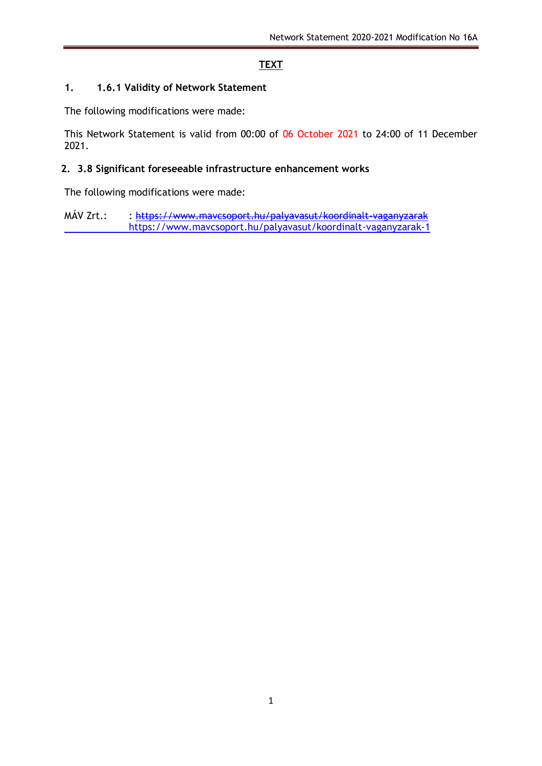**TEXT**

## 1. 1.6.1 Validity of Network Statement

The following modifications were made:

This Network Statement is valid from 00:00 of 06 October 2021 to 24:00 of 11 December 2021.

## 2. 3.8 Significant foreseeable infrastructure enhancement works

The following modifications were made:

MÁV Zrt.: : ~~https://www.mavcsoport.hu/palyavasut/koordinalt-vaganyzarak~~ https://www.mavcsoport.hu/palyavasut/koordinalt-vaganyzarak-1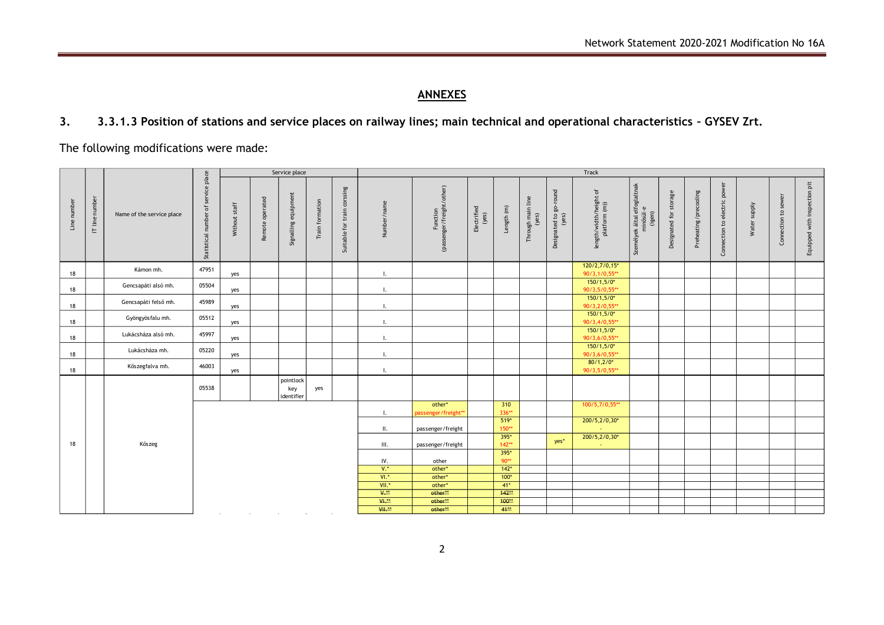## ANNEXES

## 3. 3.3.1.3 Position of stations and service places on railway lines; main technical and operational characteristics – GYSEV Zrt.

The following modifications were made:

| Line number | IT line number | Name of the service place | Statistical number of service place | Service place | | | | | Track | | | | | | | | | | | | | | |
|---|---|---|---|---|---|---|---|---|---|---|---|---|---|---|---|---|---|---|---|---|---|---|---|
| | | | | Without staff | Remote operated | Signalling equipment | Train formation | Suitable for train corssing | Number/name | Function (passenger/freight/other) | Electrified (yes) | Length (m) | Through main line (yes) | Designated to go-round (yes) | length/width/height of platform (m)) | Személyek által elfoglaltnak minősül-e (igen) | Designated for storage | Preheating/precooling | Connection to electric power | Water supply | Connection to sewer | Equipped with inspection pit |
| 18 | | Kámon mh. | 47951 | yes | | | | | I. | | | | | | 120/2,7/0,15* 90/3,1/0,55** | | | | | | | |
| 18 | | Gencsapáti alsó mh. | 05504 | yes | | | | | I. | | | | | | 150/1,5/0* 90/3,5/0,55** | | | | | | | |
| 18 | | Gencsapáti felső mh. | 45989 | yes | | | | | I. | | | | | | 150/1,5/0* 90/3,2/0,55** | | | | | | | |
| 18 | | Gyöngyösfalu mh. | 05512 | yes | | | | | I. | | | | | | 150/1,5/0* 90/3,4/0,55** | | | | | | | |
| 18 | | Lukácsháza alsó mh. | 45997 | yes | | | | | I. | | | | | | 150/1,5/0* 90/3,6/0,55** | | | | | | | |
| 18 | | Lukácsháza mh. | 05220 | yes | | | | | I. | | | | | | 150/1,5/0* 90/3,6/0,55** | | | | | | | |
| 18 | | Kőszegfalva mh. | 46003 | yes | | | | | I. | | | | | | 80/1,2/0* 90/3,5/0,55** | | | | | | | |
| 18 | | Kőszeg | 05538 | | | pointlock key identifier | yes | | | | | | | | | | | | | | | |
| | | | | | | | | | I. | other* passenger/freight** | | 310 336** | | | 100/5,7/0,55** | | | | | | | |
| | | | | | | | | | II. | passenger/freight | | 519* 150** | | | 200/5,2/0,30* - | | | | | | | |
| | | | | | | | | | III. | passenger/freight | | 395* 142** | | yes* | 200/5,2/0,30* - | | | | | | | |
| | | | | | | | | | IV. | other | | 395* 90** | | | | | | | | | | |
| | | | | | | | | | V.* | other* | | 142* | | | | | | | | | | |
| | | | | | | | | | VI.* | other* | | 100* | | | | | | | | | | |
| | | | | | | | | | VII.* | other* | | 41* | | | | | | | | | | |
| | | | | | | | | | ~~V.**~~ | ~~other**~~ | | ~~142**~~ | | | | | | | | | | |
| | | | | | | | | | ~~VI.**~~ | ~~other**~~ | | ~~100**~~ | | | | | | | | | | |
| | | | | | | | | | ~~VII.**~~ | ~~other**~~ | | ~~41**~~ | | | | | | | | | | |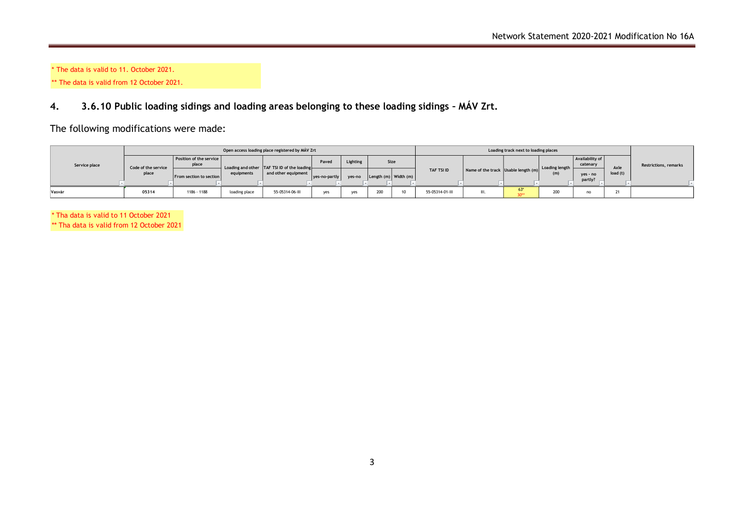* The data is valid to 11. October 2021.

** The data is valid from 12 October 2021.

## 4. 3.6.10 Public loading sidings and loading areas belonging to these loading sidings – MÁV Zrt.

The following modifications were made:

| Service place | Open access loading place registered by MÁV Zrt | | | | | | | | Loading track next to loading places | | | | | | Restrictions, remarks |
|---|---|---|---|---|---|---|---|---|---|---|---|---|---|---|---|
| | Code of the service place | Position of the service place | Loading and other equipments | TAF TSI ID of the loading and other equipment | Paved | Lighting | Size | | TAF TSI ID | Name of the track | Usable length (m) | Loading length (m) | Availability of catenary | Axle load (t) | |
| | | From section to section | | | yes-no-partly | yes-no | Length (m) | Width (m) | | | | | yes - no partly? | | |
| Vasvár | 05314 | 1186 - 1188 | loading place | 55-05314-06-III | yes | yes | 200 | 10 | 55-05314-01-III | III. | 63* 30** | 200 | no | 21 | |

* Tha data is valid to 11 October 2021

** Tha data is valid from 12 October 2021